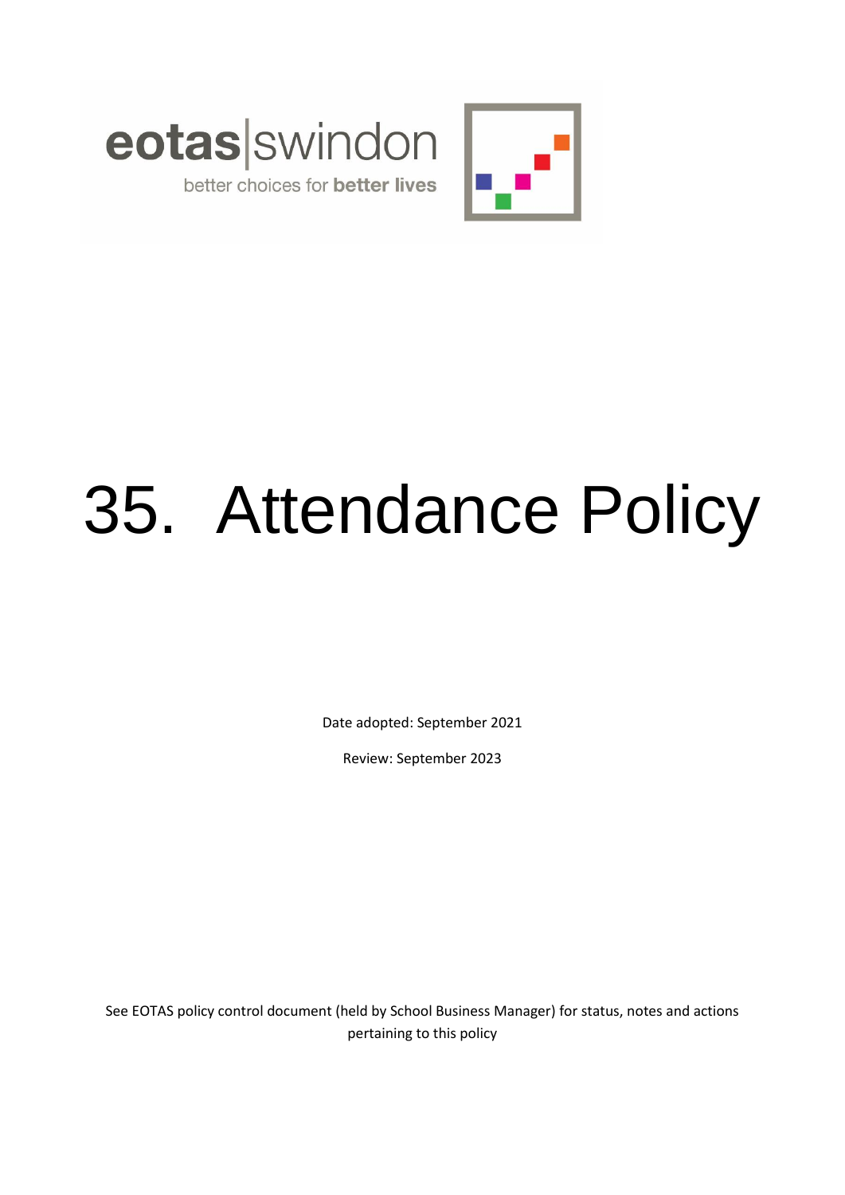eotas|swindon

better choices for **better lives**

# 35. Attendance Policy

Date adopted: September 2021

Review: September 2023

See EOTAS policy control document (held by School Business Manager) for status, notes and actions pertaining to this policy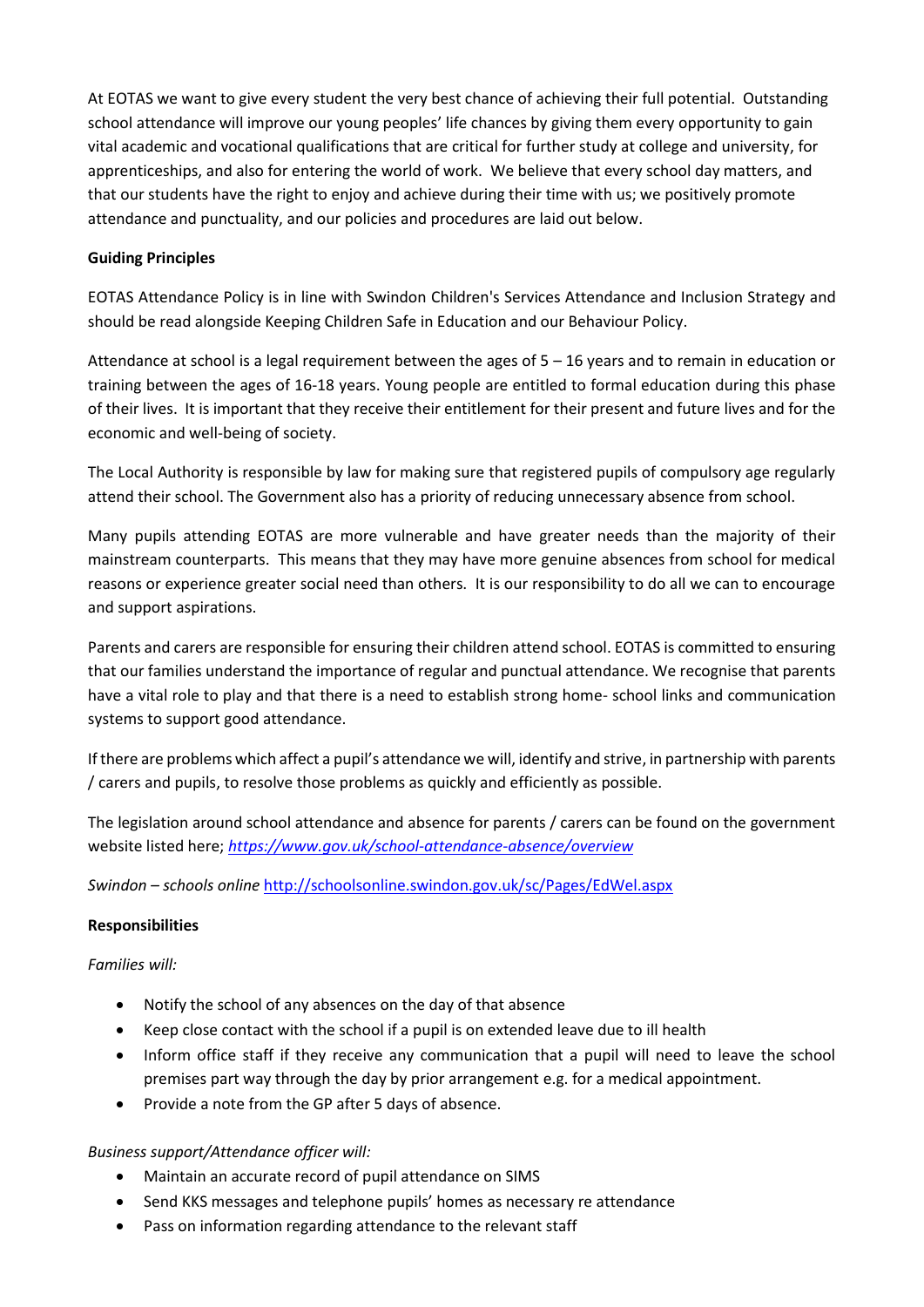At EOTAS we want to give every student the very best chance of achieving their full potential. Outstanding school attendance will improve our young peoples' life chances by giving them every opportunity to gain vital academic and vocational qualifications that are critical for further study at college and university, for apprenticeships, and also for entering the world of work. We believe that every school day matters, and that our students have the right to enjoy and achieve during their time with us; we positively promote attendance and punctuality, and our policies and procedures are laid out below.

**Guiding Principles**

EOTAS Attendance Policy is in line with Swindon Children's Services Attendance and Inclusion Strategy and should be read alongside Keeping Children Safe in Education and our Behaviour Policy.

Attendance at school is a legal requirement between the ages of 5 – 16 years and to remain in education or training between the ages of 16-18 years. Young people are entitled to formal education during this phase of their lives. It is important that they receive their entitlement for their present and future lives and for the economic and well-being of society.

The Local Authority is responsible by law for making sure that registered pupils of compulsory age regularly attend their school. The Government also has a priority of reducing unnecessary absence from school.

Many pupils attending EOTAS are more vulnerable and have greater needs than the majority of their mainstream counterparts. This means that they may have more genuine absences from school for medical reasons or experience greater social need than others. It is our responsibility to do all we can to encourage and support aspirations.

Parents and carers are responsible for ensuring their children attend school. EOTAS is committed to ensuring that our families understand the importance of regular and punctual attendance. We recognise that parents have a vital role to play and that there is a need to establish strong home- school links and communication systems to support good attendance.

If there are problems which affect a pupil's attendance we will, identify and strive, in partnership with parents / carers and pupils, to resolve those problems as quickly and efficiently as possible.

The legislation around school attendance and absence for parents / carers can be found on the government website listed here; *https://www.gov.uk/school-attendance-absence/overview*

*Swindon – schools online* http://schoolsonline.swindon.gov.uk/sc/Pages/EdWel.aspx

**Responsibilities**

*Families will:*

- Notify the school of any absences on the day of that absence
- Keep close contact with the school if a pupil is on extended leave due to ill health
- Inform office staff if they receive any communication that a pupil will need to leave the school premises part way through the day by prior arrangement e.g. for a medical appointment.
- Provide a note from the GP after 5 days of absence.

*Business support/Attendance officer will:*

- Maintain an accurate record of pupil attendance on SIMS
- Send KKS messages and telephone pupils' homes as necessary re attendance
- Pass on information regarding attendance to the relevant staff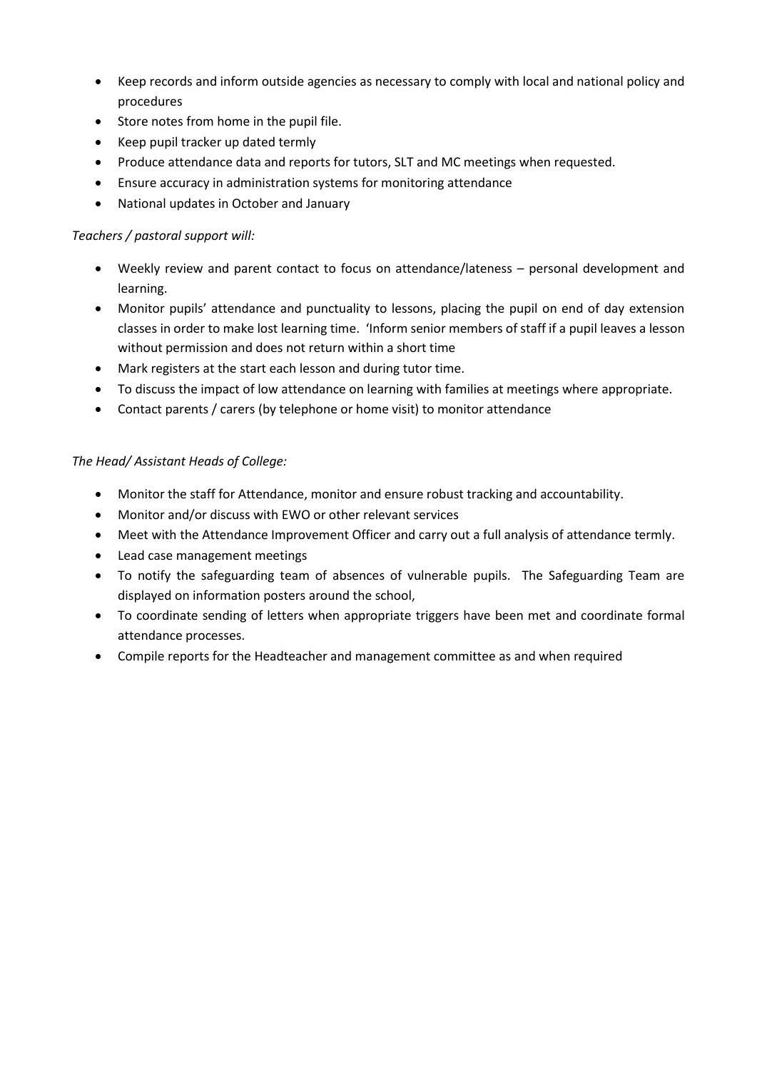- Keep records and inform outside agencies as necessary to comply with local and national policy and procedures
- Store notes from home in the pupil file.
- Keep pupil tracker up dated termly
- Produce attendance data and reports for tutors, SLT and MC meetings when requested.
- Ensure accuracy in administration systems for monitoring attendance
- National updates in October and January

*Teachers / pastoral support will:*

- Weekly review and parent contact to focus on attendance/lateness – personal development and learning.
- Monitor pupils' attendance and punctuality to lessons, placing the pupil on end of day extension classes in order to make lost learning time. 'Inform senior members of staff if a pupil leaves a lesson without permission and does not return within a short time
- Mark registers at the start each lesson and during tutor time.
- To discuss the impact of low attendance on learning with families at meetings where appropriate.
- Contact parents / carers (by telephone or home visit) to monitor attendance

*The Head/ Assistant Heads of College:*

- Monitor the staff for Attendance, monitor and ensure robust tracking and accountability.
- Monitor and/or discuss with EWO or other relevant services
- Meet with the Attendance Improvement Officer and carry out a full analysis of attendance termly.
- Lead case management meetings
- To notify the safeguarding team of absences of vulnerable pupils. The Safeguarding Team are displayed on information posters around the school,
- To coordinate sending of letters when appropriate triggers have been met and coordinate formal attendance processes.
- Compile reports for the Headteacher and management committee as and when required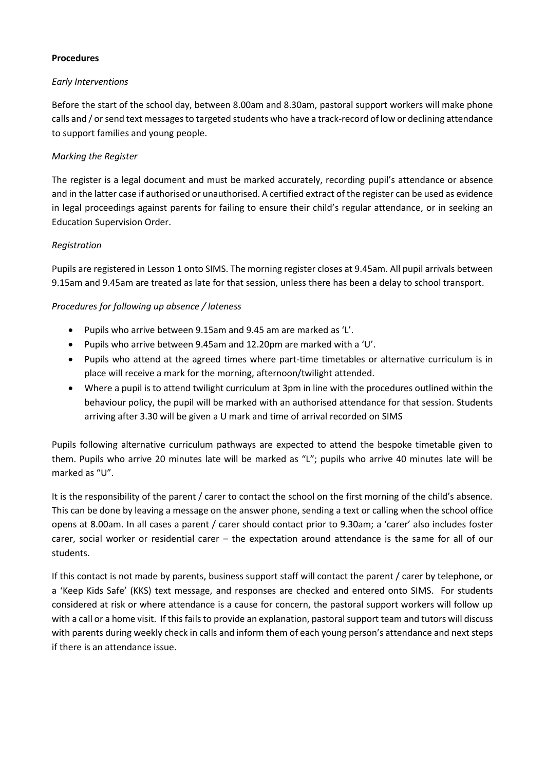**Procedures**

*Early Interventions*

Before the start of the school day, between 8.00am and 8.30am, pastoral support workers will make phone calls and / or send text messages to targeted students who have a track-record of low or declining attendance to support families and young people.

*Marking the Register*

The register is a legal document and must be marked accurately, recording pupil's attendance or absence and in the latter case if authorised or unauthorised. A certified extract of the register can be used as evidence in legal proceedings against parents for failing to ensure their child's regular attendance, or in seeking an Education Supervision Order.

*Registration*

Pupils are registered in Lesson 1 onto SIMS. The morning register closes at 9.45am. All pupil arrivals between 9.15am and 9.45am are treated as late for that session, unless there has been a delay to school transport.

*Procedures for following up absence / lateness*

- Pupils who arrive between 9.15am and 9.45 am are marked as 'L'.
- Pupils who arrive between 9.45am and 12.20pm are marked with a 'U'.
- Pupils who attend at the agreed times where part-time timetables or alternative curriculum is in place will receive a mark for the morning, afternoon/twilight attended.
- Where a pupil is to attend twilight curriculum at 3pm in line with the procedures outlined within the behaviour policy, the pupil will be marked with an authorised attendance for that session. Students arriving after 3.30 will be given a U mark and time of arrival recorded on SIMS

Pupils following alternative curriculum pathways are expected to attend the bespoke timetable given to them. Pupils who arrive 20 minutes late will be marked as "L"; pupils who arrive 40 minutes late will be marked as "U".

It is the responsibility of the parent / carer to contact the school on the first morning of the child's absence. This can be done by leaving a message on the answer phone, sending a text or calling when the school office opens at 8.00am. In all cases a parent / carer should contact prior to 9.30am; a 'carer' also includes foster carer, social worker or residential carer – the expectation around attendance is the same for all of our students.

If this contact is not made by parents, business support staff will contact the parent / carer by telephone, or a 'Keep Kids Safe' (KKS) text message, and responses are checked and entered onto SIMS. For students considered at risk or where attendance is a cause for concern, the pastoral support workers will follow up with a call or a home visit. If this fails to provide an explanation, pastoral support team and tutors will discuss with parents during weekly check in calls and inform them of each young person's attendance and next steps if there is an attendance issue.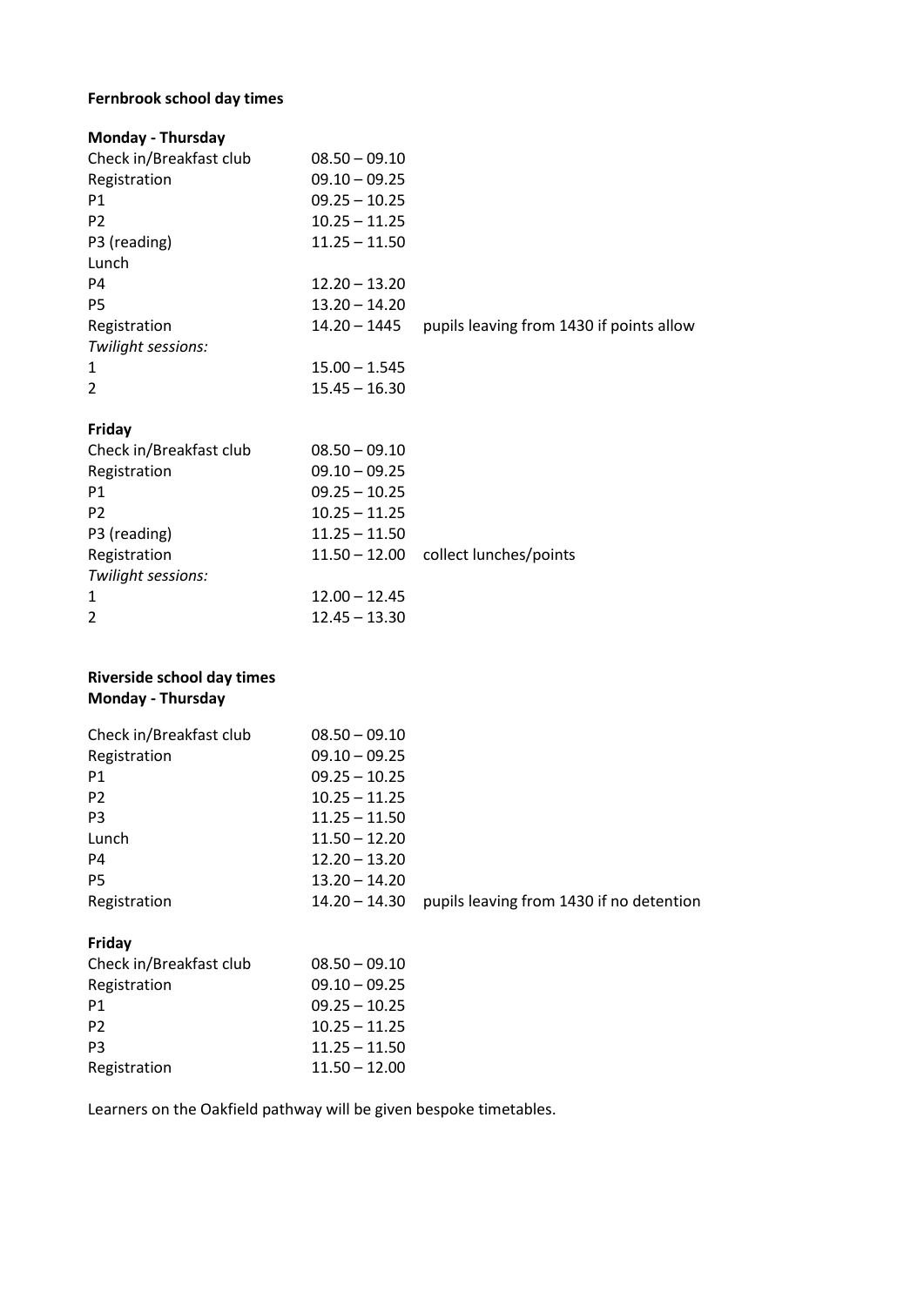**Fernbrook school day times**

**Monday - Thursday**

| | | |
|---|---|---|
| Check in/Breakfast club | 08.50 – 09.10 | |
| Registration | 09.10 – 09.25 | |
| P1 | 09.25 – 10.25 | |
| P2 | 10.25 – 11.25 | |
| P3 (reading) | 11.25 – 11.50 | |
| Lunch | | |
| P4 | 12.20 – 13.20 | |
| P5 | 13.20 – 14.20 | |
| Registration | 14.20 – 1445 | pupils leaving from 1430 if points allow |
| *Twilight sessions:* | | |
| 1 | 15.00 – 1.545 | |
| 2 | 15.45 – 16.30 | |

**Friday**

| | | |
|---|---|---|
| Check in/Breakfast club | 08.50 – 09.10 | |
| Registration | 09.10 – 09.25 | |
| P1 | 09.25 – 10.25 | |
| P2 | 10.25 – 11.25 | |
| P3 (reading) | 11.25 – 11.50 | |
| Registration | 11.50 – 12.00 | collect lunches/points |
| *Twilight sessions:* | | |
| 1 | 12.00 – 12.45 | |
| 2 | 12.45 – 13.30 | |

**Riverside school day times**
**Monday - Thursday**

| | | |
|---|---|---|
| Check in/Breakfast club | 08.50 – 09.10 | |
| Registration | 09.10 – 09.25 | |
| P1 | 09.25 – 10.25 | |
| P2 | 10.25 – 11.25 | |
| P3 | 11.25 – 11.50 | |
| Lunch | 11.50 – 12.20 | |
| P4 | 12.20 – 13.20 | |
| P5 | 13.20 – 14.20 | |
| Registration | 14.20 – 14.30 | pupils leaving from 1430 if no detention |

**Friday**

| | |
|---|---|
| Check in/Breakfast club | 08.50 – 09.10 |
| Registration | 09.10 – 09.25 |
| P1 | 09.25 – 10.25 |
| P2 | 10.25 – 11.25 |
| P3 | 11.25 – 11.50 |
| Registration | 11.50 – 12.00 |

Learners on the Oakfield pathway will be given bespoke timetables.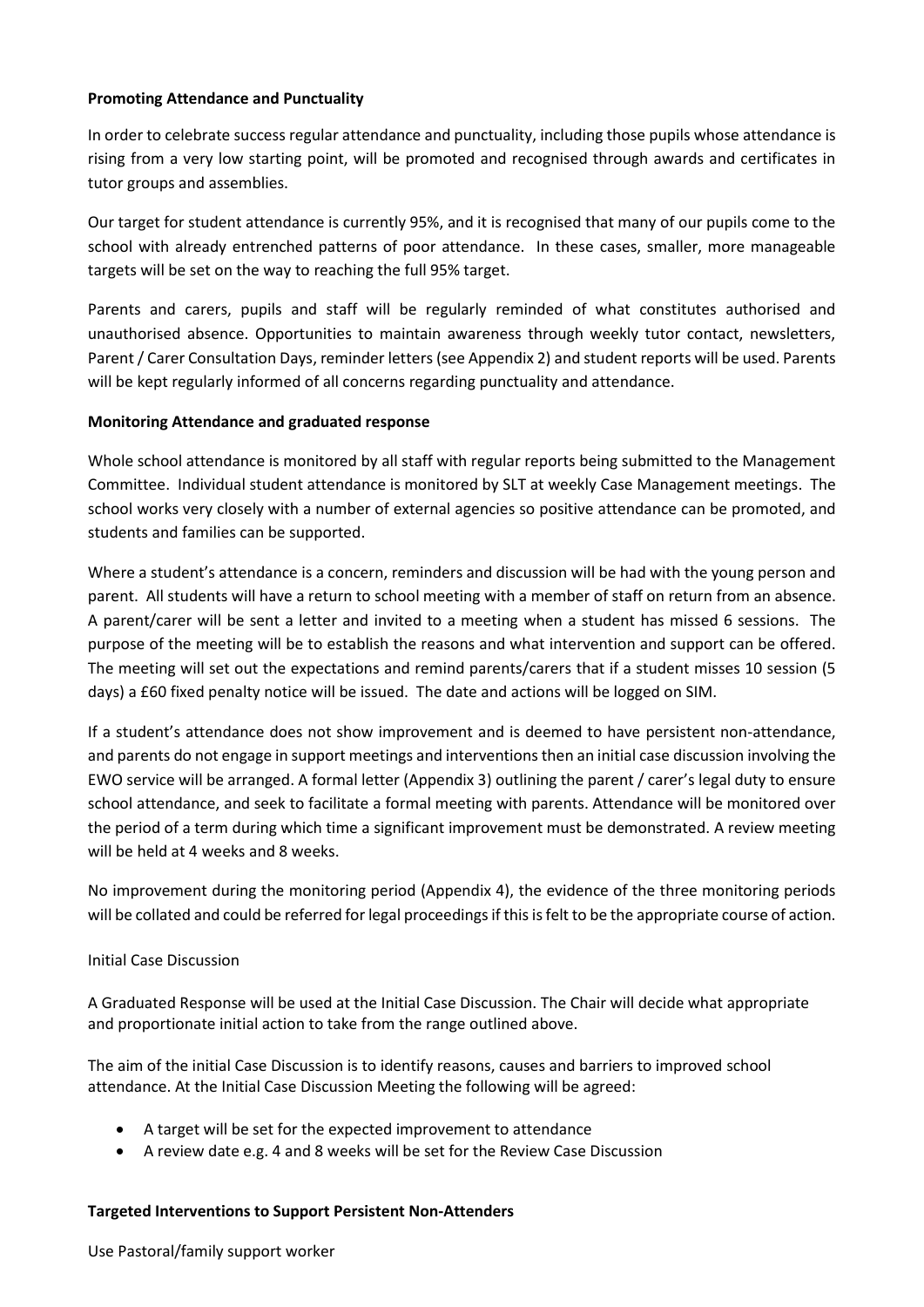**Promoting Attendance and Punctuality**

In order to celebrate success regular attendance and punctuality, including those pupils whose attendance is rising from a very low starting point, will be promoted and recognised through awards and certificates in tutor groups and assemblies.

Our target for student attendance is currently 95%, and it is recognised that many of our pupils come to the school with already entrenched patterns of poor attendance. In these cases, smaller, more manageable targets will be set on the way to reaching the full 95% target.

Parents and carers, pupils and staff will be regularly reminded of what constitutes authorised and unauthorised absence. Opportunities to maintain awareness through weekly tutor contact, newsletters, Parent / Carer Consultation Days, reminder letters (see Appendix 2) and student reports will be used. Parents will be kept regularly informed of all concerns regarding punctuality and attendance.

**Monitoring Attendance and graduated response**

Whole school attendance is monitored by all staff with regular reports being submitted to the Management Committee. Individual student attendance is monitored by SLT at weekly Case Management meetings. The school works very closely with a number of external agencies so positive attendance can be promoted, and students and families can be supported.

Where a student's attendance is a concern, reminders and discussion will be had with the young person and parent. All students will have a return to school meeting with a member of staff on return from an absence. A parent/carer will be sent a letter and invited to a meeting when a student has missed 6 sessions. The purpose of the meeting will be to establish the reasons and what intervention and support can be offered. The meeting will set out the expectations and remind parents/carers that if a student misses 10 session (5 days) a £60 fixed penalty notice will be issued. The date and actions will be logged on SIM.

If a student's attendance does not show improvement and is deemed to have persistent non-attendance, and parents do not engage in support meetings and interventions then an initial case discussion involving the EWO service will be arranged. A formal letter (Appendix 3) outlining the parent / carer's legal duty to ensure school attendance, and seek to facilitate a formal meeting with parents. Attendance will be monitored over the period of a term during which time a significant improvement must be demonstrated. A review meeting will be held at 4 weeks and 8 weeks.

No improvement during the monitoring period (Appendix 4), the evidence of the three monitoring periods will be collated and could be referred for legal proceedings if this is felt to be the appropriate course of action.

Initial Case Discussion

A Graduated Response will be used at the Initial Case Discussion. The Chair will decide what appropriate and proportionate initial action to take from the range outlined above.

The aim of the initial Case Discussion is to identify reasons, causes and barriers to improved school attendance. At the Initial Case Discussion Meeting the following will be agreed:

- A target will be set for the expected improvement to attendance
- A review date e.g. 4 and 8 weeks will be set for the Review Case Discussion

**Targeted Interventions to Support Persistent Non-Attenders**

Use Pastoral/family support worker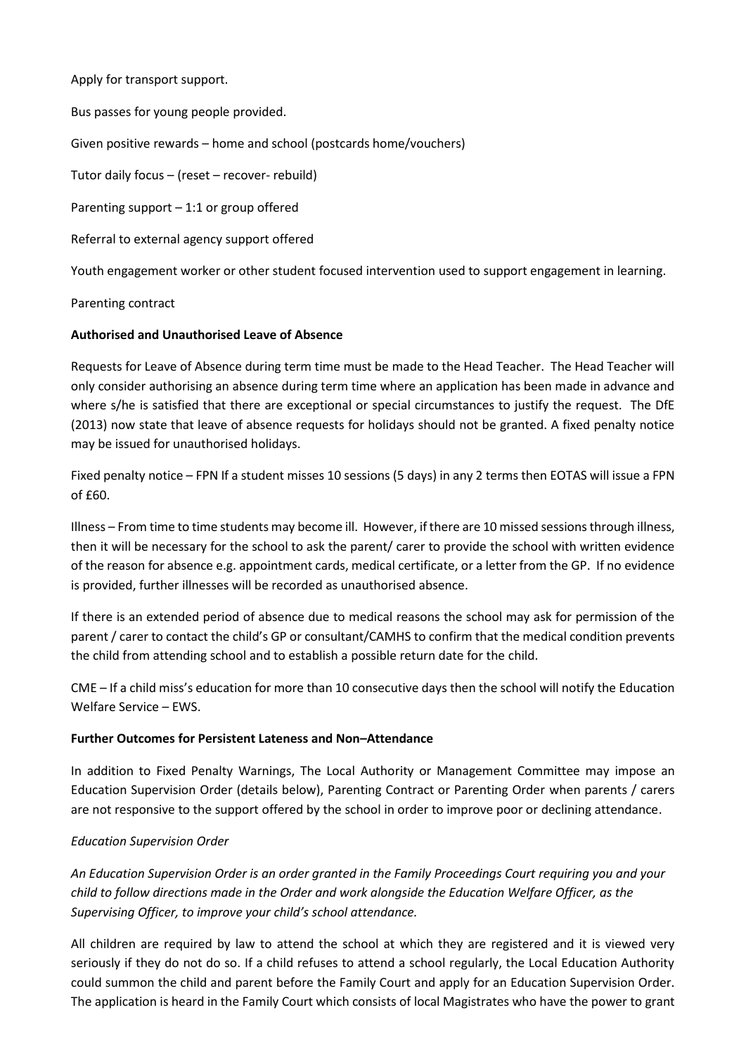Apply for transport support.

Bus passes for young people provided.

Given positive rewards – home and school (postcards home/vouchers)

Tutor daily focus – (reset – recover- rebuild)

Parenting support – 1:1 or group offered

Referral to external agency support offered

Youth engagement worker or other student focused intervention used to support engagement in learning.

Parenting contract

**Authorised and Unauthorised Leave of Absence**

Requests for Leave of Absence during term time must be made to the Head Teacher. The Head Teacher will only consider authorising an absence during term time where an application has been made in advance and where s/he is satisfied that there are exceptional or special circumstances to justify the request. The DfE (2013) now state that leave of absence requests for holidays should not be granted. A fixed penalty notice may be issued for unauthorised holidays.

Fixed penalty notice – FPN If a student misses 10 sessions (5 days) in any 2 terms then EOTAS will issue a FPN of £60.

Illness – From time to time students may become ill. However, if there are 10 missed sessions through illness, then it will be necessary for the school to ask the parent/ carer to provide the school with written evidence of the reason for absence e.g. appointment cards, medical certificate, or a letter from the GP. If no evidence is provided, further illnesses will be recorded as unauthorised absence.

If there is an extended period of absence due to medical reasons the school may ask for permission of the parent / carer to contact the child's GP or consultant/CAMHS to confirm that the medical condition prevents the child from attending school and to establish a possible return date for the child.

CME – If a child miss's education for more than 10 consecutive days then the school will notify the Education Welfare Service – EWS.

**Further Outcomes for Persistent Lateness and Non–Attendance**

In addition to Fixed Penalty Warnings, The Local Authority or Management Committee may impose an Education Supervision Order (details below), Parenting Contract or Parenting Order when parents / carers are not responsive to the support offered by the school in order to improve poor or declining attendance.

*Education Supervision Order*

*An Education Supervision Order is an order granted in the Family Proceedings Court requiring you and your child to follow directions made in the Order and work alongside the Education Welfare Officer, as the Supervising Officer, to improve your child's school attendance.*

All children are required by law to attend the school at which they are registered and it is viewed very seriously if they do not do so. If a child refuses to attend a school regularly, the Local Education Authority could summon the child and parent before the Family Court and apply for an Education Supervision Order. The application is heard in the Family Court which consists of local Magistrates who have the power to grant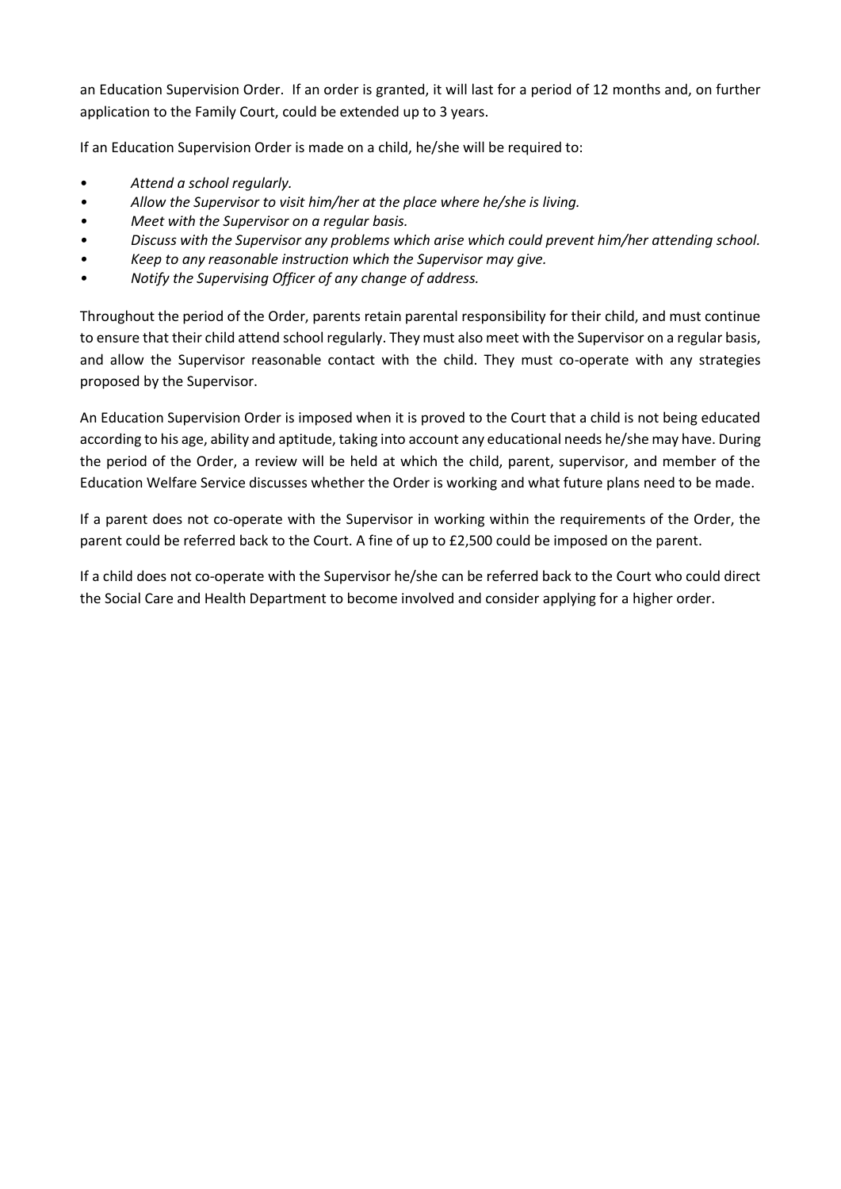an Education Supervision Order. If an order is granted, it will last for a period of 12 months and, on further application to the Family Court, could be extended up to 3 years.

If an Education Supervision Order is made on a child, he/she will be required to:

- *Attend a school regularly.*
- *Allow the Supervisor to visit him/her at the place where he/she is living.*
- *Meet with the Supervisor on a regular basis.*
- *Discuss with the Supervisor any problems which arise which could prevent him/her attending school.*
- *Keep to any reasonable instruction which the Supervisor may give.*
- *Notify the Supervising Officer of any change of address.*

Throughout the period of the Order, parents retain parental responsibility for their child, and must continue to ensure that their child attend school regularly. They must also meet with the Supervisor on a regular basis, and allow the Supervisor reasonable contact with the child. They must co-operate with any strategies proposed by the Supervisor.

An Education Supervision Order is imposed when it is proved to the Court that a child is not being educated according to his age, ability and aptitude, taking into account any educational needs he/she may have. During the period of the Order, a review will be held at which the child, parent, supervisor, and member of the Education Welfare Service discusses whether the Order is working and what future plans need to be made.

If a parent does not co-operate with the Supervisor in working within the requirements of the Order, the parent could be referred back to the Court. A fine of up to £2,500 could be imposed on the parent.

If a child does not co-operate with the Supervisor he/she can be referred back to the Court who could direct the Social Care and Health Department to become involved and consider applying for a higher order.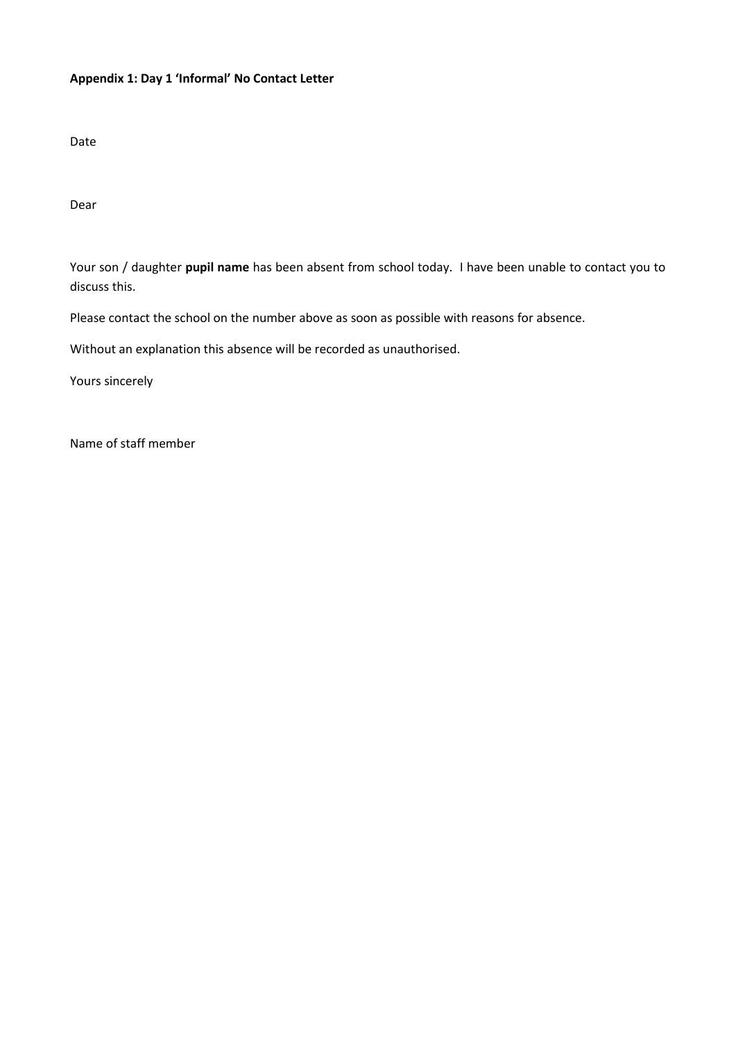**Appendix 1: Day 1 'Informal' No Contact Letter**

Date

Dear

Your son / daughter **pupil name** has been absent from school today. I have been unable to contact you to discuss this.

Please contact the school on the number above as soon as possible with reasons for absence.

Without an explanation this absence will be recorded as unauthorised.

Yours sincerely

Name of staff member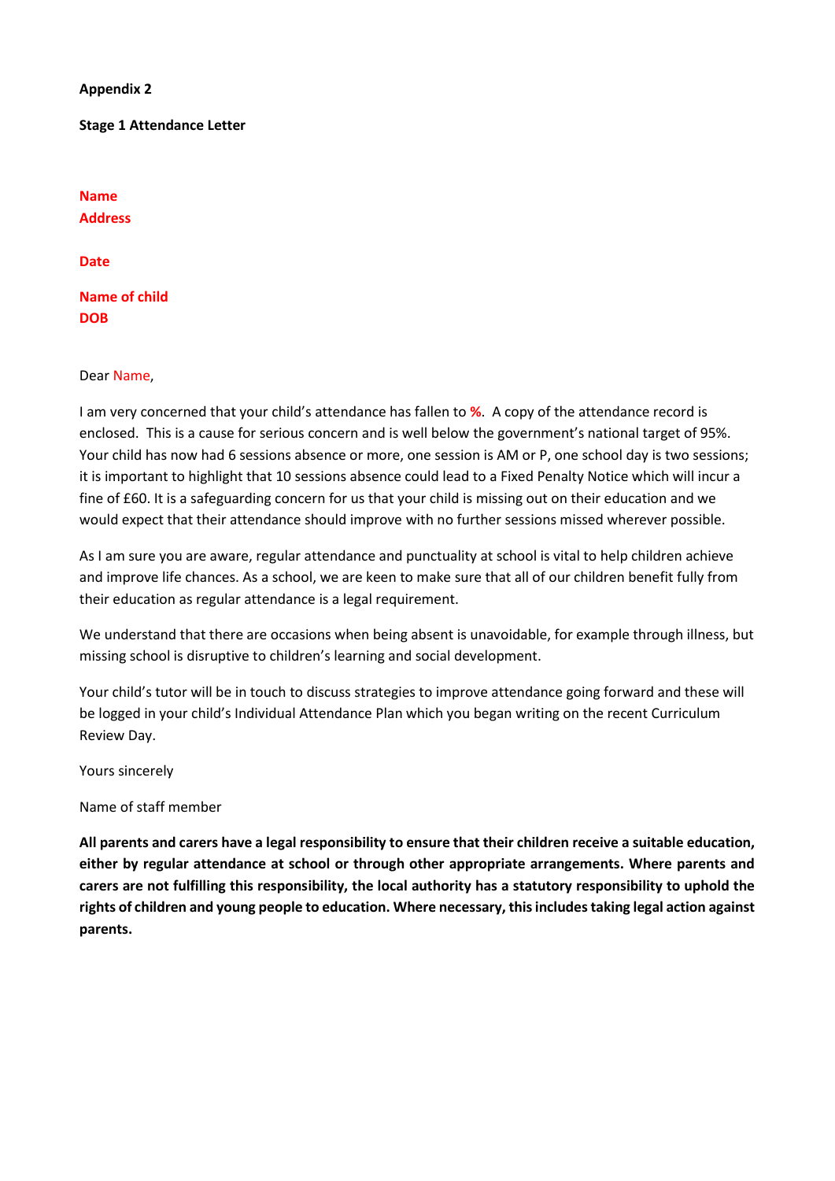**Appendix 2**

**Stage 1 Attendance Letter**

**Name**
**Address**

**Date**

**Name of child**
**DOB**

Dear Name,

I am very concerned that your child's attendance has fallen to **%**. A copy of the attendance record is enclosed. This is a cause for serious concern and is well below the government's national target of 95%. Your child has now had 6 sessions absence or more, one session is AM or P, one school day is two sessions; it is important to highlight that 10 sessions absence could lead to a Fixed Penalty Notice which will incur a fine of £60. It is a safeguarding concern for us that your child is missing out on their education and we would expect that their attendance should improve with no further sessions missed wherever possible.

As I am sure you are aware, regular attendance and punctuality at school is vital to help children achieve and improve life chances. As a school, we are keen to make sure that all of our children benefit fully from their education as regular attendance is a legal requirement.

We understand that there are occasions when being absent is unavoidable, for example through illness, but missing school is disruptive to children's learning and social development.

Your child's tutor will be in touch to discuss strategies to improve attendance going forward and these will be logged in your child's Individual Attendance Plan which you began writing on the recent Curriculum Review Day.

Yours sincerely

Name of staff member

**All parents and carers have a legal responsibility to ensure that their children receive a suitable education, either by regular attendance at school or through other appropriate arrangements. Where parents and carers are not fulfilling this responsibility, the local authority has a statutory responsibility to uphold the rights of children and young people to education. Where necessary, this includes taking legal action against parents.**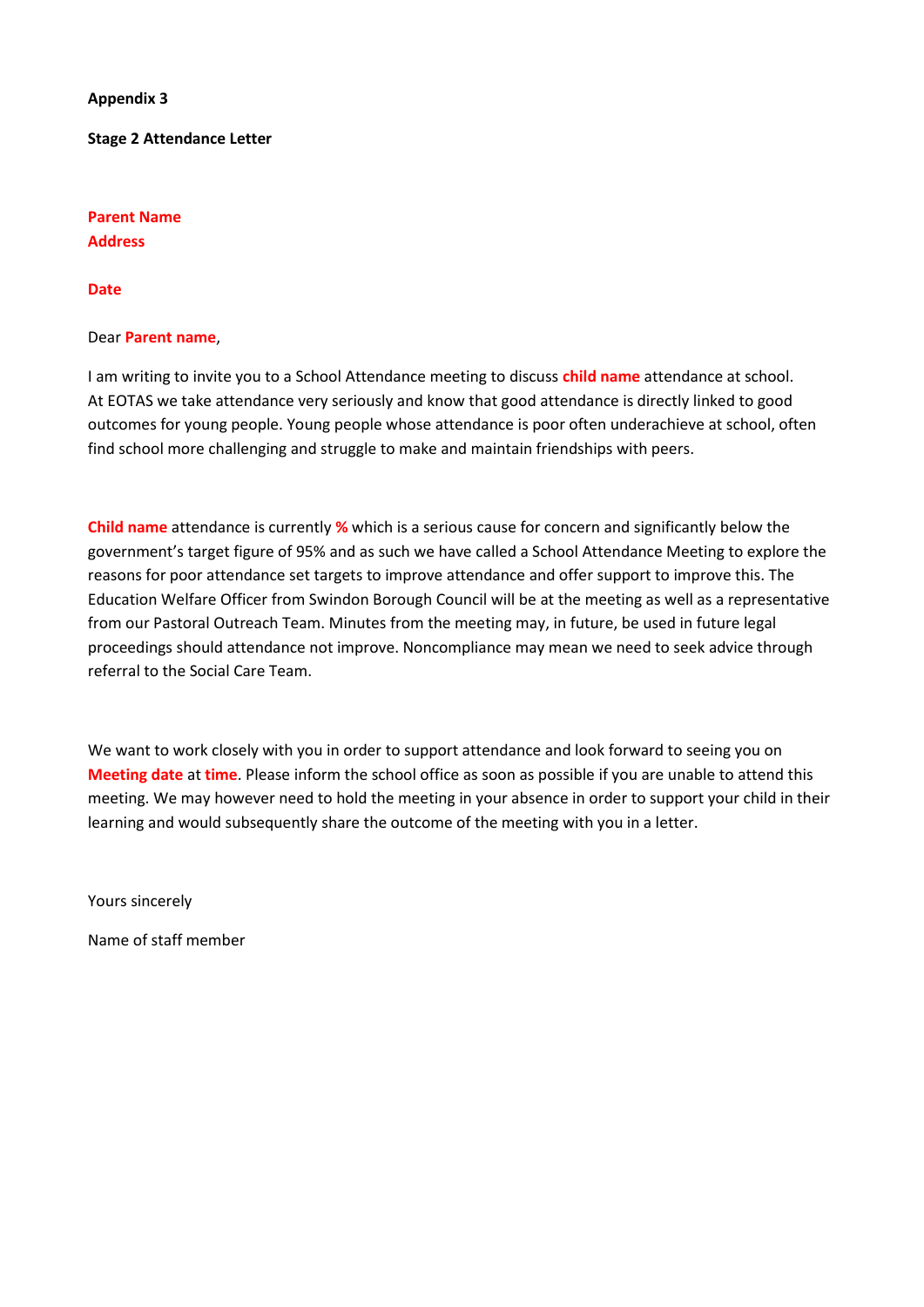**Appendix 3**

**Stage 2 Attendance Letter**

**Parent Name**
**Address**

**Date**

Dear **Parent name**,

I am writing to invite you to a School Attendance meeting to discuss **child name** attendance at school. At EOTAS we take attendance very seriously and know that good attendance is directly linked to good outcomes for young people. Young people whose attendance is poor often underachieve at school, often find school more challenging and struggle to make and maintain friendships with peers.

**Child name** attendance is currently **%** which is a serious cause for concern and significantly below the government's target figure of 95% and as such we have called a School Attendance Meeting to explore the reasons for poor attendance set targets to improve attendance and offer support to improve this. The Education Welfare Officer from Swindon Borough Council will be at the meeting as well as a representative from our Pastoral Outreach Team. Minutes from the meeting may, in future, be used in future legal proceedings should attendance not improve. Noncompliance may mean we need to seek advice through referral to the Social Care Team.

We want to work closely with you in order to support attendance and look forward to seeing you on **Meeting date** at **time**. Please inform the school office as soon as possible if you are unable to attend this meeting. We may however need to hold the meeting in your absence in order to support your child in their learning and would subsequently share the outcome of the meeting with you in a letter.

Yours sincerely

Name of staff member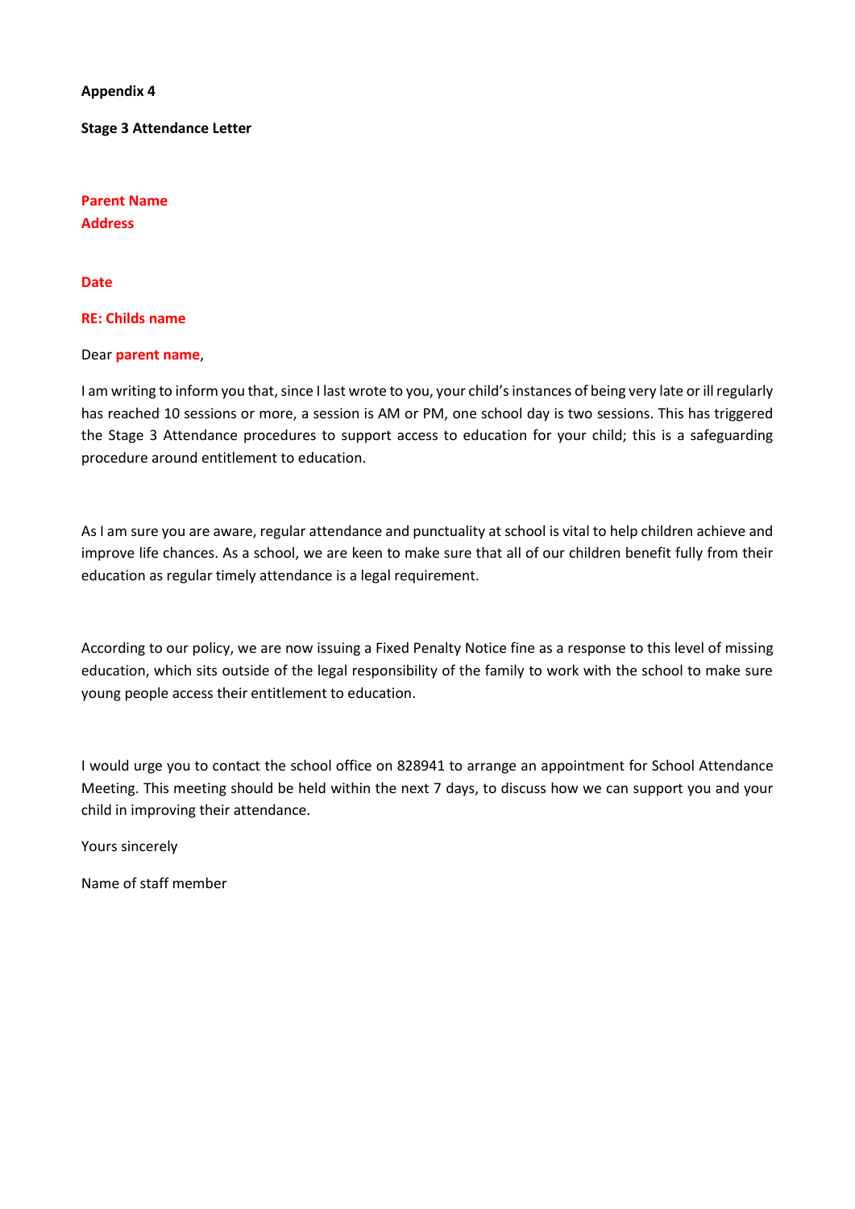**Appendix 4**

**Stage 3 Attendance Letter**

**Parent Name**
**Address**

**Date**

**RE: Childs name**

Dear **parent name**,

I am writing to inform you that, since I last wrote to you, your child's instances of being very late or ill regularly has reached 10 sessions or more, a session is AM or PM, one school day is two sessions. This has triggered the Stage 3 Attendance procedures to support access to education for your child; this is a safeguarding procedure around entitlement to education.

As I am sure you are aware, regular attendance and punctuality at school is vital to help children achieve and improve life chances. As a school, we are keen to make sure that all of our children benefit fully from their education as regular timely attendance is a legal requirement.

According to our policy, we are now issuing a Fixed Penalty Notice fine as a response to this level of missing education, which sits outside of the legal responsibility of the family to work with the school to make sure young people access their entitlement to education.

I would urge you to contact the school office on 828941 to arrange an appointment for School Attendance Meeting. This meeting should be held within the next 7 days, to discuss how we can support you and your child in improving their attendance.

Yours sincerely

Name of staff member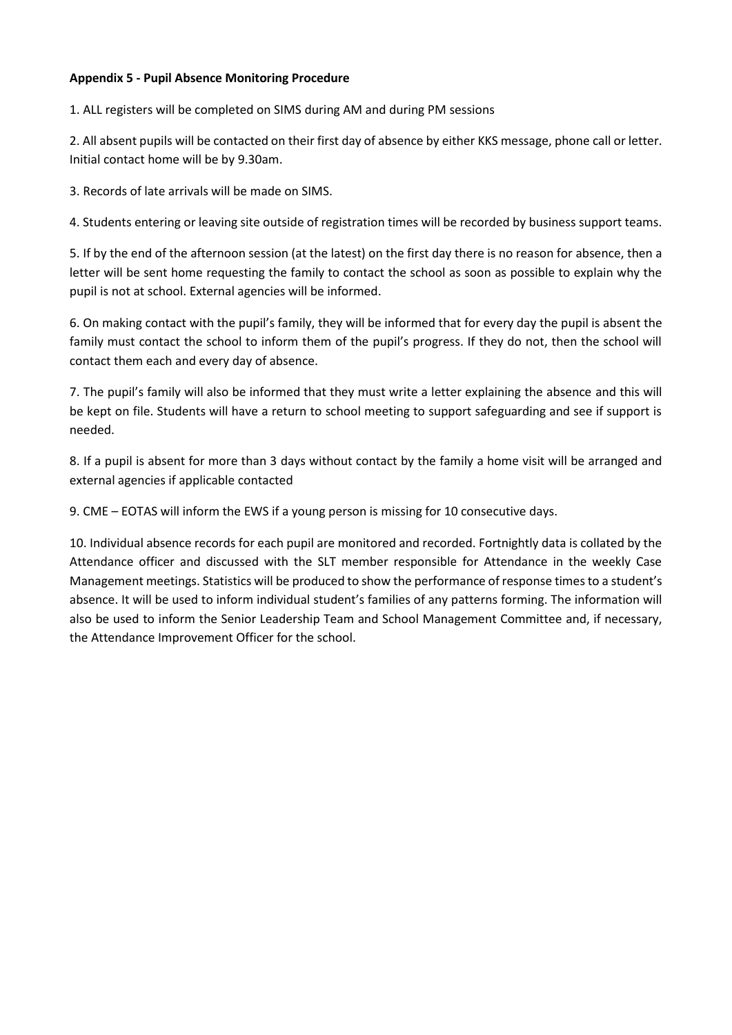**Appendix 5 - Pupil Absence Monitoring Procedure**

1. ALL registers will be completed on SIMS during AM and during PM sessions

2. All absent pupils will be contacted on their first day of absence by either KKS message, phone call or letter. Initial contact home will be by 9.30am.

3. Records of late arrivals will be made on SIMS.

4. Students entering or leaving site outside of registration times will be recorded by business support teams.

5. If by the end of the afternoon session (at the latest) on the first day there is no reason for absence, then a letter will be sent home requesting the family to contact the school as soon as possible to explain why the pupil is not at school. External agencies will be informed.

6. On making contact with the pupil's family, they will be informed that for every day the pupil is absent the family must contact the school to inform them of the pupil's progress. If they do not, then the school will contact them each and every day of absence.

7. The pupil's family will also be informed that they must write a letter explaining the absence and this will be kept on file. Students will have a return to school meeting to support safeguarding and see if support is needed.

8. If a pupil is absent for more than 3 days without contact by the family a home visit will be arranged and external agencies if applicable contacted

9. CME – EOTAS will inform the EWS if a young person is missing for 10 consecutive days.

10. Individual absence records for each pupil are monitored and recorded. Fortnightly data is collated by the Attendance officer and discussed with the SLT member responsible for Attendance in the weekly Case Management meetings. Statistics will be produced to show the performance of response times to a student's absence. It will be used to inform individual student's families of any patterns forming. The information will also be used to inform the Senior Leadership Team and School Management Committee and, if necessary, the Attendance Improvement Officer for the school.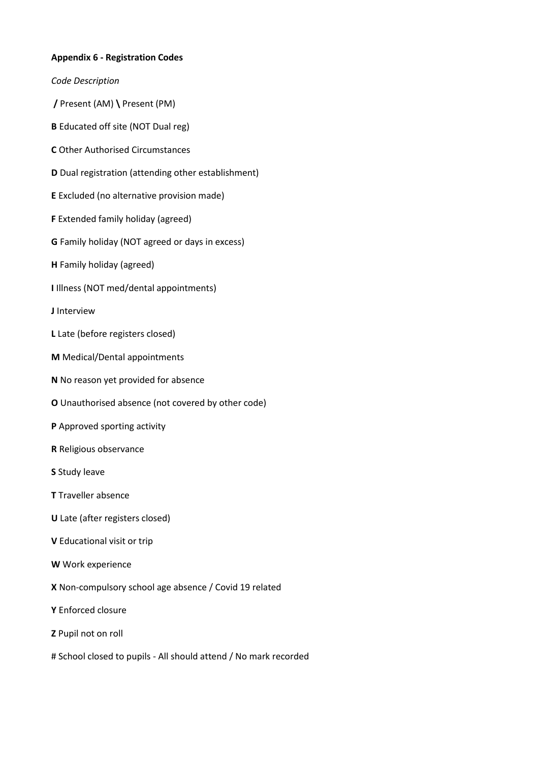**Appendix 6 - Registration Codes**

*Code Description*

**/** Present (AM) **\** Present (PM)

**B** Educated off site (NOT Dual reg)

**C** Other Authorised Circumstances

**D** Dual registration (attending other establishment)

**E** Excluded (no alternative provision made)

**F** Extended family holiday (agreed)

**G** Family holiday (NOT agreed or days in excess)

**H** Family holiday (agreed)

**I** Illness (NOT med/dental appointments)

**J** Interview

**L** Late (before registers closed)

**M** Medical/Dental appointments

**N** No reason yet provided for absence

**O** Unauthorised absence (not covered by other code)

**P** Approved sporting activity

**R** Religious observance

**S** Study leave

**T** Traveller absence

**U** Late (after registers closed)

**V** Educational visit or trip

**W** Work experience

**X** Non-compulsory school age absence / Covid 19 related

**Y** Enforced closure

**Z** Pupil not on roll

# School closed to pupils - All should attend / No mark recorded